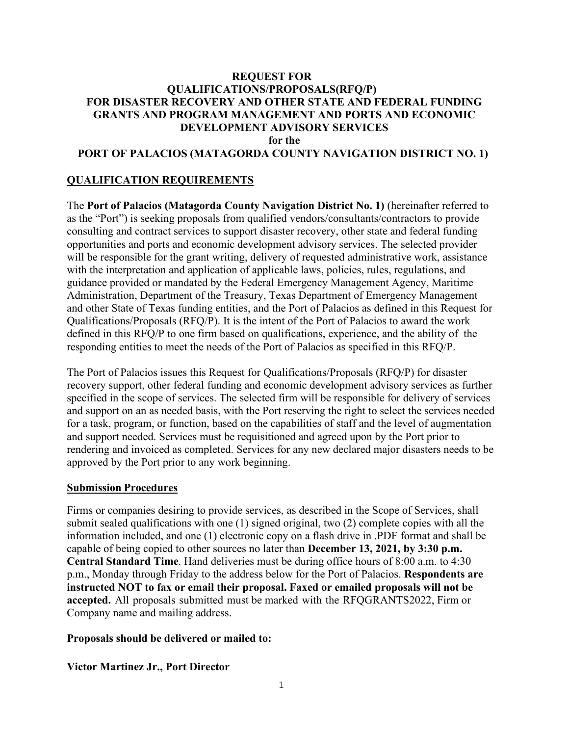# REQUEST FOR QUALIFICATIONS/PROPOSALS(RFQ/P) FOR DISASTER RECOVERY AND OTHER STATE AND FEDERAL FUNDING GRANTS AND PROGRAM MANAGEMENT AND PORTS AND ECONOMIC DEVELOPMENT ADVISORY SERVICES for the PORT OF PALACIOS (MATAGORDA COUNTY NAVIGATION DISTRICT NO. 1)

## QUALIFICATION REQUIREMENTS

The **Port of Palacios (Matagorda County Navigation District No. 1)** (hereinafter referred to as the "Port") is seeking proposals from qualified vendors/consultants/contractors to provide consulting and contract services to support disaster recovery, other state and federal funding opportunities and ports and economic development advisory services. The selected provider will be responsible for the grant writing, delivery of requested administrative work, assistance with the interpretation and application of applicable laws, policies, rules, regulations, and guidance provided or mandated by the Federal Emergency Management Agency, Maritime Administration, Department of the Treasury, Texas Department of Emergency Management and other State of Texas funding entities, and the Port of Palacios as defined in this Request for Qualifications/Proposals (RFQ/P). It is the intent of the Port of Palacios to award the work defined in this RFQ/P to one firm based on qualifications, experience, and the ability of the responding entities to meet the needs of the Port of Palacios as specified in this RFQ/P.

The Port of Palacios issues this Request for Qualifications/Proposals (RFQ/P) for disaster recovery support, other federal funding and economic development advisory services as further specified in the scope of services. The selected firm will be responsible for delivery of services and support on an as needed basis, with the Port reserving the right to select the services needed for a task, program, or function, based on the capabilities of staff and the level of augmentation and support needed. Services must be requisitioned and agreed upon by the Port prior to rendering and invoiced as completed. Services for any new declared major disasters needs to be approved by the Port prior to any work beginning.

## Submission Procedures

Firms or companies desiring to provide services, as described in the Scope of Services, shall submit sealed qualifications with one (1) signed original, two (2) complete copies with all the information included, and one (1) electronic copy on a flash drive in .PDF format and shall be capable of being copied to other sources no later than **December 13, 2021, by 3:30 p.m. Central Standard Time**. Hand deliveries must be during office hours of 8:00 a.m. to 4:30 p.m., Monday through Friday to the address below for the Port of Palacios. **Respondents are instructed NOT to fax or email their proposal. Faxed or emailed proposals will not be accepted.** All proposals submitted must be marked with the RFQGRANTS2022, Firm or Company name and mailing address.

**Proposals should be delivered or mailed to:**

**Victor Martinez Jr., Port Director**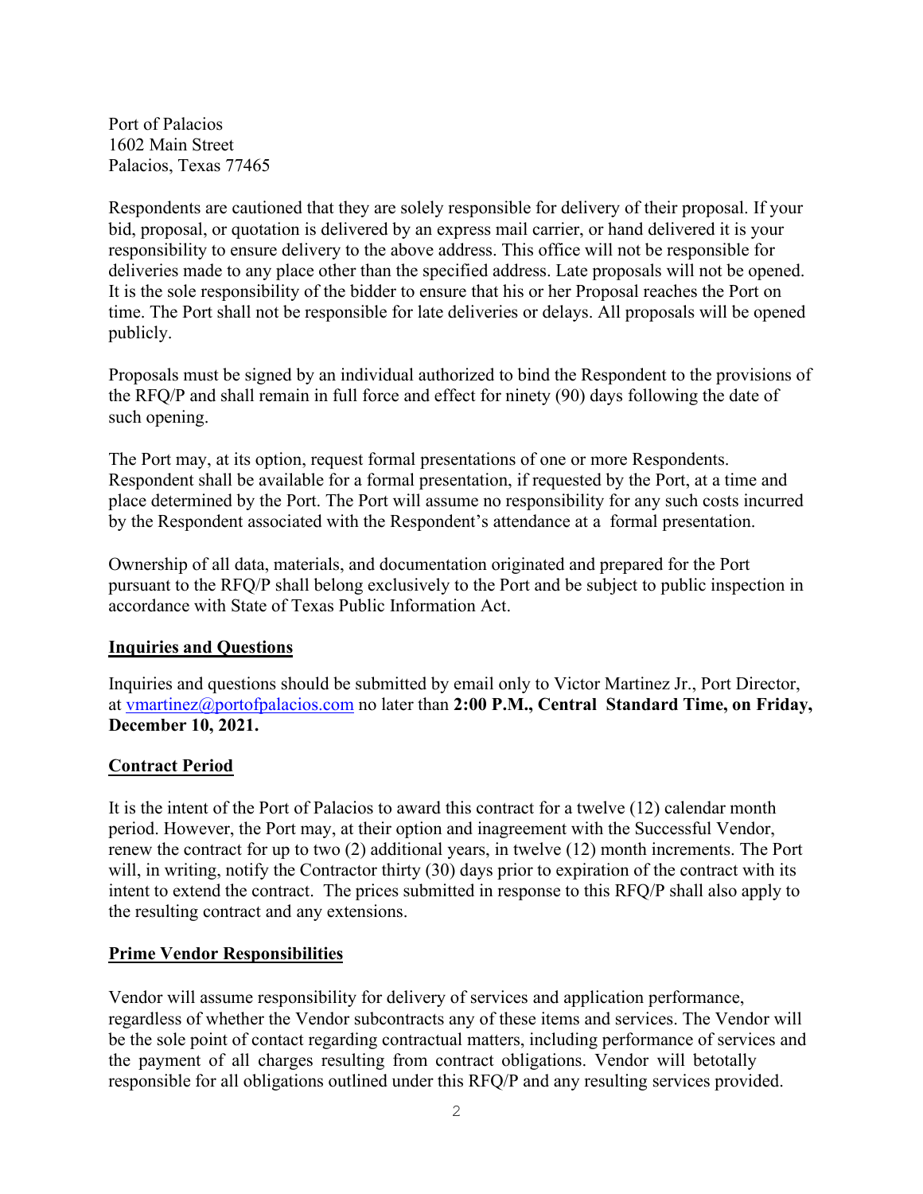Port of Palacios
1602 Main Street
Palacios, Texas 77465

Respondents are cautioned that they are solely responsible for delivery of their proposal. If your bid, proposal, or quotation is delivered by an express mail carrier, or hand delivered it is your responsibility to ensure delivery to the above address. This office will not be responsible for deliveries made to any place other than the specified address. Late proposals will not be opened. It is the sole responsibility of the bidder to ensure that his or her Proposal reaches the Port on time. The Port shall not be responsible for late deliveries or delays. All proposals will be opened publicly.

Proposals must be signed by an individual authorized to bind the Respondent to the provisions of the RFQ/P and shall remain in full force and effect for ninety (90) days following the date of such opening.

The Port may, at its option, request formal presentations of one or more Respondents. Respondent shall be available for a formal presentation, if requested by the Port, at a time and place determined by the Port. The Port will assume no responsibility for any such costs incurred by the Respondent associated with the Respondent's attendance at a formal presentation.

Ownership of all data, materials, and documentation originated and prepared for the Port pursuant to the RFQ/P shall belong exclusively to the Port and be subject to public inspection in accordance with State of Texas Public Information Act.

## Inquiries and Questions

Inquiries and questions should be submitted by email only to Victor Martinez Jr., Port Director, at vmartinez@portofpalacios.com no later than **2:00 P.M., Central Standard Time, on Friday, December 10, 2021.**

## Contract Period

It is the intent of the Port of Palacios to award this contract for a twelve (12) calendar month period. However, the Port may, at their option and inagreement with the Successful Vendor, renew the contract for up to two (2) additional years, in twelve (12) month increments. The Port will, in writing, notify the Contractor thirty (30) days prior to expiration of the contract with its intent to extend the contract. The prices submitted in response to this RFQ/P shall also apply to the resulting contract and any extensions.

## Prime Vendor Responsibilities

Vendor will assume responsibility for delivery of services and application performance, regardless of whether the Vendor subcontracts any of these items and services. The Vendor will be the sole point of contact regarding contractual matters, including performance of services and the payment of all charges resulting from contract obligations. Vendor will betotally responsible for all obligations outlined under this RFQ/P and any resulting services provided.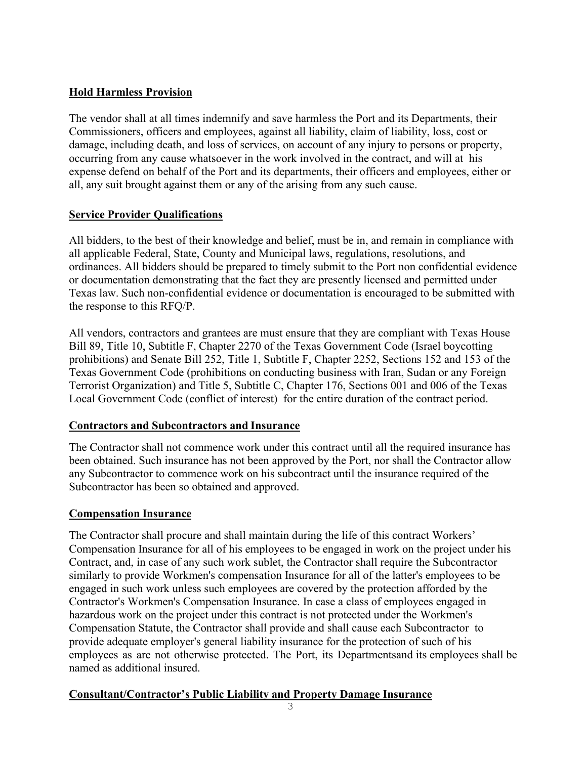## Hold Harmless Provision

The vendor shall at all times indemnify and save harmless the Port and its Departments, their Commissioners, officers and employees, against all liability, claim of liability, loss, cost or damage, including death, and loss of services, on account of any injury to persons or property, occurring from any cause whatsoever in the work involved in the contract, and will at his expense defend on behalf of the Port and its departments, their officers and employees, either or all, any suit brought against them or any of the arising from any such cause.

## Service Provider Qualifications

All bidders, to the best of their knowledge and belief, must be in, and remain in compliance with all applicable Federal, State, County and Municipal laws, regulations, resolutions, and ordinances. All bidders should be prepared to timely submit to the Port non confidential evidence or documentation demonstrating that the fact they are presently licensed and permitted under Texas law. Such non-confidential evidence or documentation is encouraged to be submitted with the response to this RFQ/P.

All vendors, contractors and grantees are must ensure that they are compliant with Texas House Bill 89, Title 10, Subtitle F, Chapter 2270 of the Texas Government Code (Israel boycotting prohibitions) and Senate Bill 252, Title 1, Subtitle F, Chapter 2252, Sections 152 and 153 of the Texas Government Code (prohibitions on conducting business with Iran, Sudan or any Foreign Terrorist Organization) and Title 5, Subtitle C, Chapter 176, Sections 001 and 006 of the Texas Local Government Code (conflict of interest) for the entire duration of the contract period.

## Contractors and Subcontractors and Insurance

The Contractor shall not commence work under this contract until all the required insurance has been obtained. Such insurance has not been approved by the Port, nor shall the Contractor allow any Subcontractor to commence work on his subcontract until the insurance required of the Subcontractor has been so obtained and approved.

## Compensation Insurance

The Contractor shall procure and shall maintain during the life of this contract Workers' Compensation Insurance for all of his employees to be engaged in work on the project under his Contract, and, in case of any such work sublet, the Contractor shall require the Subcontractor similarly to provide Workmen's compensation Insurance for all of the latter's employees to be engaged in such work unless such employees are covered by the protection afforded by the Contractor's Workmen's Compensation Insurance. In case a class of employees engaged in hazardous work on the project under this contract is not protected under the Workmen's Compensation Statute, the Contractor shall provide and shall cause each Subcontractor to provide adequate employer's general liability insurance for the protection of such of his employees as are not otherwise protected. The Port, its Departmentsand its employees shall be named as additional insured.

## Consultant/Contractor's Public Liability and Property Damage Insurance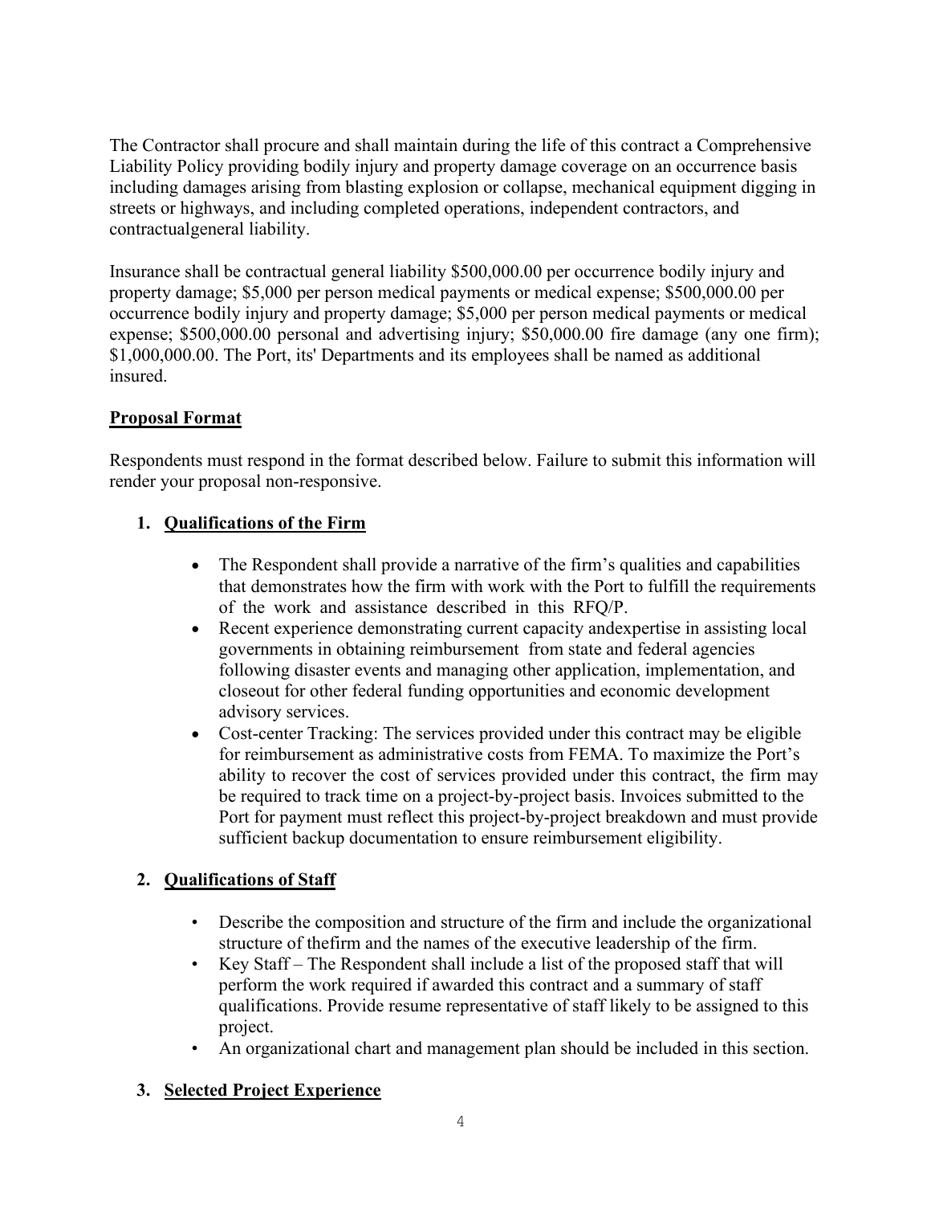The Contractor shall procure and shall maintain during the life of this contract a Comprehensive Liability Policy providing bodily injury and property damage coverage on an occurrence basis including damages arising from blasting explosion or collapse, mechanical equipment digging in streets or highways, and including completed operations, independent contractors, and contractualgeneral liability.

Insurance shall be contractual general liability $500,000.00 per occurrence bodily injury and property damage; $5,000 per person medical payments or medical expense; $500,000.00 per occurrence bodily injury and property damage; $5,000 per person medical payments or medical expense; $500,000.00 personal and advertising injury; $50,000.00 fire damage (any one firm); $1,000,000.00. The Port, its' Departments and its employees shall be named as additional insured.

## Proposal Format

Respondents must respond in the format described below. Failure to submit this information will render your proposal non-responsive.

### 1. Qualifications of the Firm

- The Respondent shall provide a narrative of the firm's qualities and capabilities that demonstrates how the firm with work with the Port to fulfill the requirements of the work and assistance described in this RFQ/P.
- Recent experience demonstrating current capacity andexpertise in assisting local governments in obtaining reimbursement from state and federal agencies following disaster events and managing other application, implementation, and closeout for other federal funding opportunities and economic development advisory services.
- Cost-center Tracking: The services provided under this contract may be eligible for reimbursement as administrative costs from FEMA. To maximize the Port's ability to recover the cost of services provided under this contract, the firm may be required to track time on a project-by-project basis. Invoices submitted to the Port for payment must reflect this project-by-project breakdown and must provide sufficient backup documentation to ensure reimbursement eligibility.

### 2. Qualifications of Staff

- Describe the composition and structure of the firm and include the organizational structure of thefirm and the names of the executive leadership of the firm.
- Key Staff – The Respondent shall include a list of the proposed staff that will perform the work required if awarded this contract and a summary of staff qualifications. Provide resume representative of staff likely to be assigned to this project.
- An organizational chart and management plan should be included in this section.

### 3. Selected Project Experience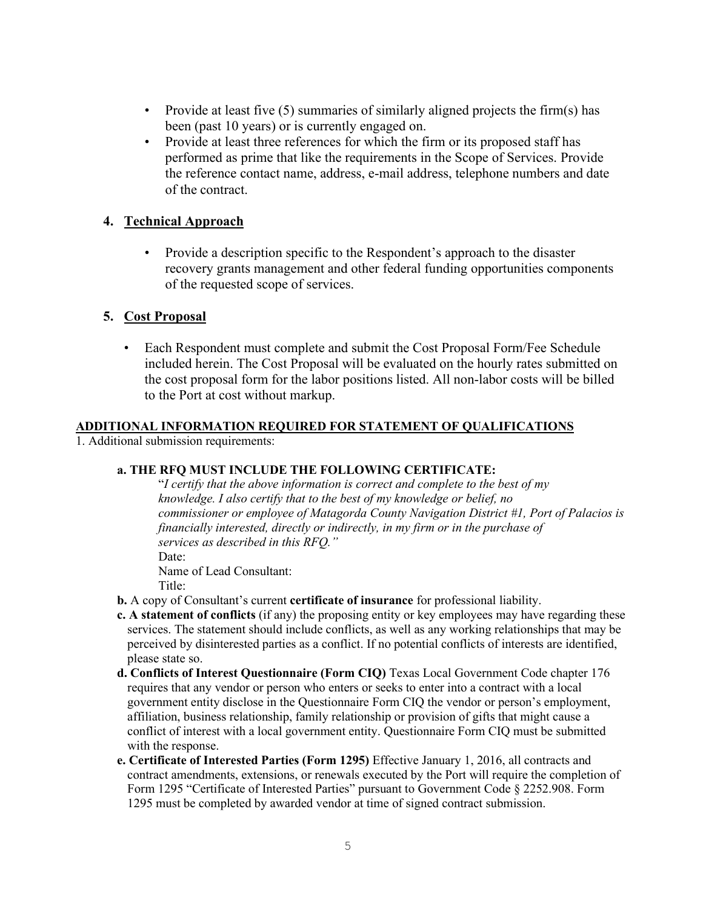- Provide at least five (5) summaries of similarly aligned projects the firm(s) has been (past 10 years) or is currently engaged on.
- Provide at least three references for which the firm or its proposed staff has performed as prime that like the requirements in the Scope of Services. Provide the reference contact name, address, e-mail address, telephone numbers and date of the contract.

## 4. Technical Approach

- Provide a description specific to the Respondent's approach to the disaster recovery grants management and other federal funding opportunities components of the requested scope of services.

## 5. Cost Proposal

- Each Respondent must complete and submit the Cost Proposal Form/Fee Schedule included herein. The Cost Proposal will be evaluated on the hourly rates submitted on the cost proposal form for the labor positions listed. All non-labor costs will be billed to the Port at cost without markup.

## ADDITIONAL INFORMATION REQUIRED FOR STATEMENT OF QUALIFICATIONS

1. Additional submission requirements:

**a. THE RFQ MUST INCLUDE THE FOLLOWING CERTIFICATE:**

"*I certify that the above information is correct and complete to the best of my knowledge. I also certify that to the best of my knowledge or belief, no commissioner or employee of Matagorda County Navigation District #1, Port of Palacios is financially interested, directly or indirectly, in my firm or in the purchase of services as described in this RFQ.*"

Date:

Name of Lead Consultant:

Title:

**b.** A copy of Consultant's current **certificate of insurance** for professional liability.

**c. A statement of conflicts** (if any) the proposing entity or key employees may have regarding these services. The statement should include conflicts, as well as any working relationships that may be perceived by disinterested parties as a conflict. If no potential conflicts of interests are identified, please state so.

**d. Conflicts of Interest Questionnaire (Form CIQ)** Texas Local Government Code chapter 176 requires that any vendor or person who enters or seeks to enter into a contract with a local government entity disclose in the Questionnaire Form CIQ the vendor or person's employment, affiliation, business relationship, family relationship or provision of gifts that might cause a conflict of interest with a local government entity. Questionnaire Form CIQ must be submitted with the response.

**e. Certificate of Interested Parties (Form 1295)** Effective January 1, 2016, all contracts and contract amendments, extensions, or renewals executed by the Port will require the completion of Form 1295 "Certificate of Interested Parties" pursuant to Government Code § 2252.908. Form 1295 must be completed by awarded vendor at time of signed contract submission.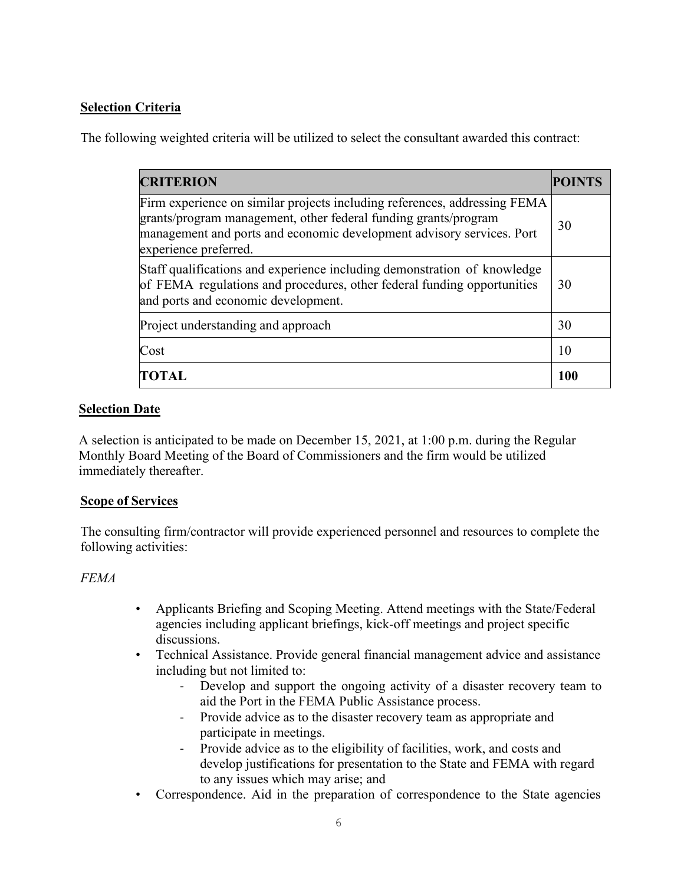**Selection Criteria**

The following weighted criteria will be utilized to select the consultant awarded this contract:

| **CRITERION** | **POINTS** |
| --- | --- |
| Firm experience on similar projects including references, addressing FEMA grants/program management, other federal funding grants/program management and ports and economic development advisory services. Port experience preferred. | 30 |
| Staff qualifications and experience including demonstration of knowledge of FEMA regulations and procedures, other federal funding opportunities and ports and economic development. | 30 |
| Project understanding and approach | 30 |
| Cost | 10 |
| **TOTAL** | **100** |

**Selection Date**

A selection is anticipated to be made on December 15, 2021, at 1:00 p.m. during the Regular Monthly Board Meeting of the Board of Commissioners and the firm would be utilized immediately thereafter.

**Scope of Services**

The consulting firm/contractor will provide experienced personnel and resources to complete the following activities:

*FEMA*

- Applicants Briefing and Scoping Meeting. Attend meetings with the State/Federal agencies including applicant briefings, kick-off meetings and project specific discussions.
- Technical Assistance. Provide general financial management advice and assistance including but not limited to:
  - Develop and support the ongoing activity of a disaster recovery team to aid the Port in the FEMA Public Assistance process.
  - Provide advice as to the disaster recovery team as appropriate and participate in meetings.
  - Provide advice as to the eligibility of facilities, work, and costs and develop justifications for presentation to the State and FEMA with regard to any issues which may arise; and
- Correspondence. Aid in the preparation of correspondence to the State agencies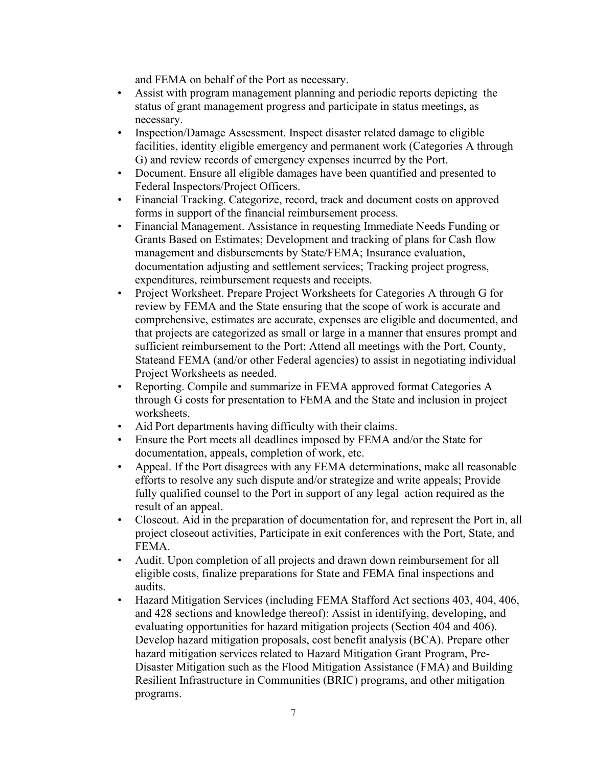and FEMA on behalf of the Port as necessary.

- Assist with program management planning and periodic reports depicting the status of grant management progress and participate in status meetings, as necessary.
- Inspection/Damage Assessment. Inspect disaster related damage to eligible facilities, identity eligible emergency and permanent work (Categories A through G) and review records of emergency expenses incurred by the Port.
- Document. Ensure all eligible damages have been quantified and presented to Federal Inspectors/Project Officers.
- Financial Tracking. Categorize, record, track and document costs on approved forms in support of the financial reimbursement process.
- Financial Management. Assistance in requesting Immediate Needs Funding or Grants Based on Estimates; Development and tracking of plans for Cash flow management and disbursements by State/FEMA; Insurance evaluation, documentation adjusting and settlement services; Tracking project progress, expenditures, reimbursement requests and receipts.
- Project Worksheet. Prepare Project Worksheets for Categories A through G for review by FEMA and the State ensuring that the scope of work is accurate and comprehensive, estimates are accurate, expenses are eligible and documented, and that projects are categorized as small or large in a manner that ensures prompt and sufficient reimbursement to the Port; Attend all meetings with the Port, County, Stateand FEMA (and/or other Federal agencies) to assist in negotiating individual Project Worksheets as needed.
- Reporting. Compile and summarize in FEMA approved format Categories A through G costs for presentation to FEMA and the State and inclusion in project worksheets.
- Aid Port departments having difficulty with their claims.
- Ensure the Port meets all deadlines imposed by FEMA and/or the State for documentation, appeals, completion of work, etc.
- Appeal. If the Port disagrees with any FEMA determinations, make all reasonable efforts to resolve any such dispute and/or strategize and write appeals; Provide fully qualified counsel to the Port in support of any legal action required as the result of an appeal.
- Closeout. Aid in the preparation of documentation for, and represent the Port in, all project closeout activities, Participate in exit conferences with the Port, State, and FEMA.
- Audit. Upon completion of all projects and drawn down reimbursement for all eligible costs, finalize preparations for State and FEMA final inspections and audits.
- Hazard Mitigation Services (including FEMA Stafford Act sections 403, 404, 406, and 428 sections and knowledge thereof): Assist in identifying, developing, and evaluating opportunities for hazard mitigation projects (Section 404 and 406). Develop hazard mitigation proposals, cost benefit analysis (BCA). Prepare other hazard mitigation services related to Hazard Mitigation Grant Program, Pre-Disaster Mitigation such as the Flood Mitigation Assistance (FMA) and Building Resilient Infrastructure in Communities (BRIC) programs, and other mitigation programs.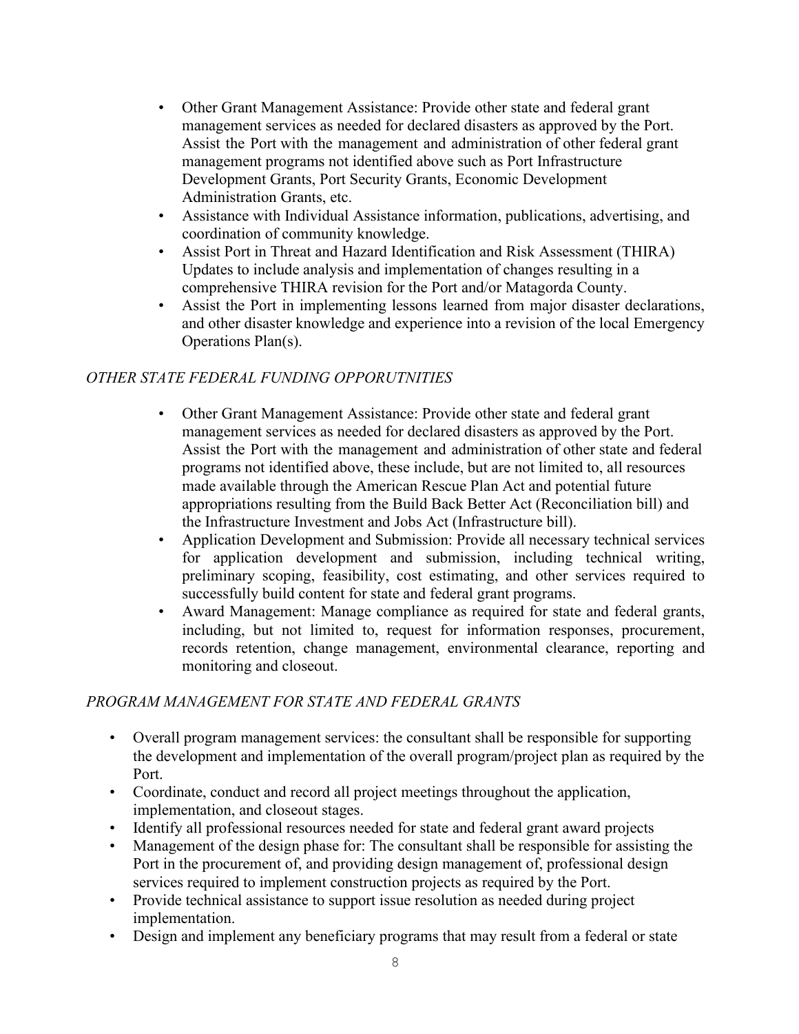- Other Grant Management Assistance: Provide other state and federal grant management services as needed for declared disasters as approved by the Port. Assist the Port with the management and administration of other federal grant management programs not identified above such as Port Infrastructure Development Grants, Port Security Grants, Economic Development Administration Grants, etc.
- Assistance with Individual Assistance information, publications, advertising, and coordination of community knowledge.
- Assist Port in Threat and Hazard Identification and Risk Assessment (THIRA) Updates to include analysis and implementation of changes resulting in a comprehensive THIRA revision for the Port and/or Matagorda County.
- Assist the Port in implementing lessons learned from major disaster declarations, and other disaster knowledge and experience into a revision of the local Emergency Operations Plan(s).

*OTHER STATE FEDERAL FUNDING OPPORUTNITIES*

- Other Grant Management Assistance: Provide other state and federal grant management services as needed for declared disasters as approved by the Port. Assist the Port with the management and administration of other state and federal programs not identified above, these include, but are not limited to, all resources made available through the American Rescue Plan Act and potential future appropriations resulting from the Build Back Better Act (Reconciliation bill) and the Infrastructure Investment and Jobs Act (Infrastructure bill).
- Application Development and Submission: Provide all necessary technical services for application development and submission, including technical writing, preliminary scoping, feasibility, cost estimating, and other services required to successfully build content for state and federal grant programs.
- Award Management: Manage compliance as required for state and federal grants, including, but not limited to, request for information responses, procurement, records retention, change management, environmental clearance, reporting and monitoring and closeout.

*PROGRAM MANAGEMENT FOR STATE AND FEDERAL GRANTS*

- Overall program management services: the consultant shall be responsible for supporting the development and implementation of the overall program/project plan as required by the Port.
- Coordinate, conduct and record all project meetings throughout the application, implementation, and closeout stages.
- Identify all professional resources needed for state and federal grant award projects
- Management of the design phase for: The consultant shall be responsible for assisting the Port in the procurement of, and providing design management of, professional design services required to implement construction projects as required by the Port.
- Provide technical assistance to support issue resolution as needed during project implementation.
- Design and implement any beneficiary programs that may result from a federal or state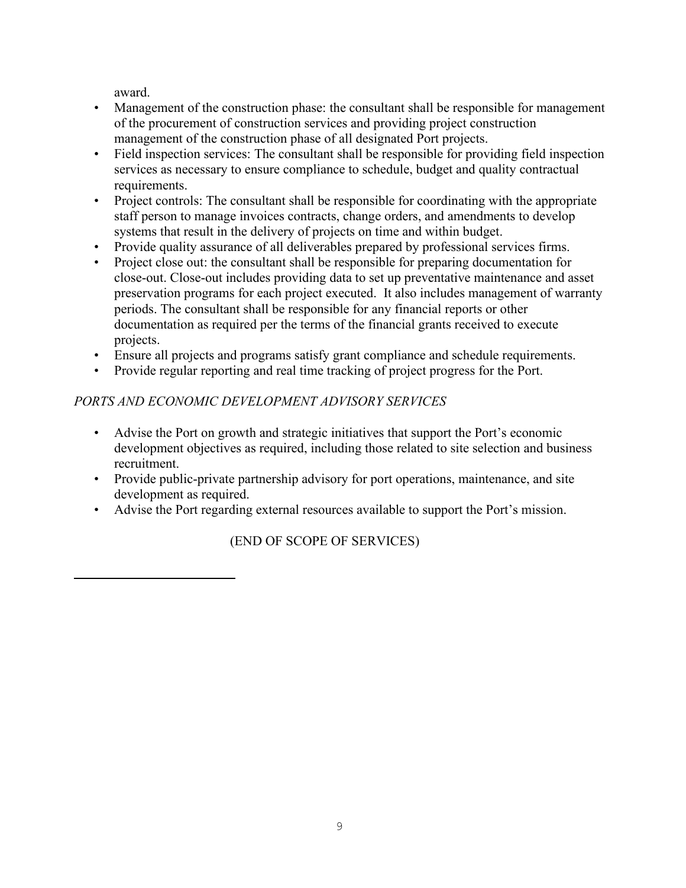award.

- Management of the construction phase: the consultant shall be responsible for management of the procurement of construction services and providing project construction management of the construction phase of all designated Port projects.
- Field inspection services: The consultant shall be responsible for providing field inspection services as necessary to ensure compliance to schedule, budget and quality contractual requirements.
- Project controls: The consultant shall be responsible for coordinating with the appropriate staff person to manage invoices contracts, change orders, and amendments to develop systems that result in the delivery of projects on time and within budget.
- Provide quality assurance of all deliverables prepared by professional services firms.
- Project close out: the consultant shall be responsible for preparing documentation for close-out. Close-out includes providing data to set up preventative maintenance and asset preservation programs for each project executed. It also includes management of warranty periods. The consultant shall be responsible for any financial reports or other documentation as required per the terms of the financial grants received to execute projects.
- Ensure all projects and programs satisfy grant compliance and schedule requirements.
- Provide regular reporting and real time tracking of project progress for the Port.

*PORTS AND ECONOMIC DEVELOPMENT ADVISORY SERVICES*

- Advise the Port on growth and strategic initiatives that support the Port's economic development objectives as required, including those related to site selection and business recruitment.
- Provide public-private partnership advisory for port operations, maintenance, and site development as required.
- Advise the Port regarding external resources available to support the Port's mission.

(END OF SCOPE OF SERVICES)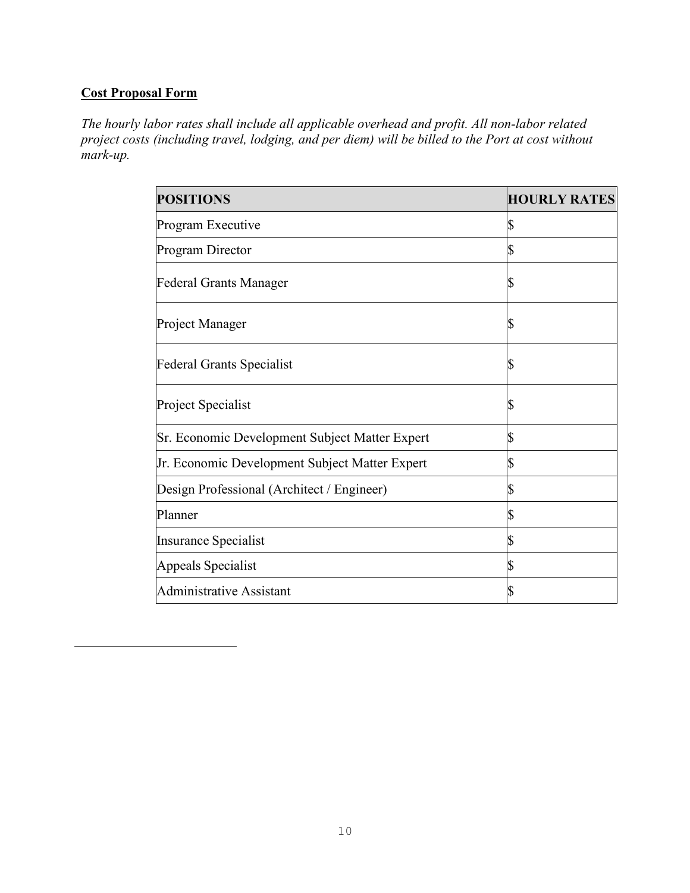**<u>Cost Proposal Form</u>**

*The hourly labor rates shall include all applicable overhead and profit. All non-labor related project costs (including travel, lodging, and per diem) will be billed to the Port at cost without mark-up.*

| POSITIONS | HOURLY RATES |
|---|---|
| Program Executive | $ |
| Program Director | $ |
| Federal Grants Manager | $ |
| Project Manager | $ |
| Federal Grants Specialist | $ |
| Project Specialist | $ |
| Sr. Economic Development Subject Matter Expert | $ |
| Jr. Economic Development Subject Matter Expert | $ |
| Design Professional (Architect / Engineer) | $ |
| Planner | $ |
| Insurance Specialist | $ |
| Appeals Specialist | $ |
| Administrative Assistant | $ |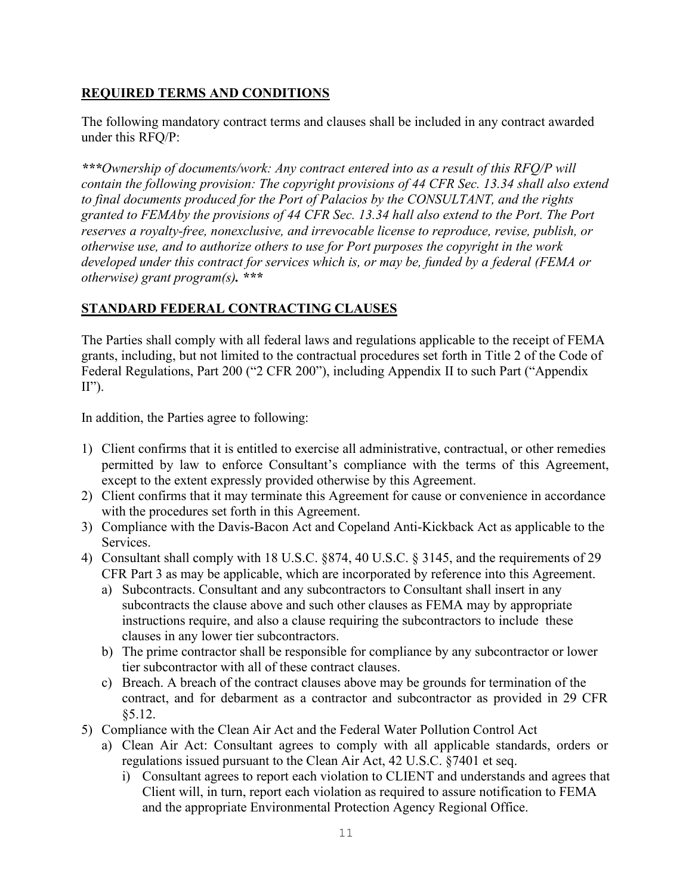## REQUIRED TERMS AND CONDITIONS

The following mandatory contract terms and clauses shall be included in any contract awarded under this RFQ/P:

***\*\*\*Ownership of documents/work: Any contract entered into as a result of this RFQ/P will contain the following provision: The copyright provisions of 44 CFR Sec. 13.34 shall also extend to final documents produced for the Port of Palacios by the CONSULTANT, and the rights granted to FEMAby the provisions of 44 CFR Sec. 13.34 hall also extend to the Port. The Port reserves a royalty-free, nonexclusive, and irrevocable license to reproduce, revise, publish, or otherwise use, and to authorize others to use for Port purposes the copyright in the work developed under this contract for services which is, or may be, funded by a federal (FEMA or otherwise) grant program(s). \*\*\****

## STANDARD FEDERAL CONTRACTING CLAUSES

The Parties shall comply with all federal laws and regulations applicable to the receipt of FEMA grants, including, but not limited to the contractual procedures set forth in Title 2 of the Code of Federal Regulations, Part 200 ("2 CFR 200"), including Appendix II to such Part ("Appendix II").

In addition, the Parties agree to following:

1) Client confirms that it is entitled to exercise all administrative, contractual, or other remedies permitted by law to enforce Consultant's compliance with the terms of this Agreement, except to the extent expressly provided otherwise by this Agreement.
2) Client confirms that it may terminate this Agreement for cause or convenience in accordance with the procedures set forth in this Agreement.
3) Compliance with the Davis-Bacon Act and Copeland Anti-Kickback Act as applicable to the Services.
4) Consultant shall comply with 18 U.S.C. §874, 40 U.S.C. § 3145, and the requirements of 29 CFR Part 3 as may be applicable, which are incorporated by reference into this Agreement.
   a) Subcontracts. Consultant and any subcontractors to Consultant shall insert in any subcontracts the clause above and such other clauses as FEMA may by appropriate instructions require, and also a clause requiring the subcontractors to include these clauses in any lower tier subcontractors.
   b) The prime contractor shall be responsible for compliance by any subcontractor or lower tier subcontractor with all of these contract clauses.
   c) Breach. A breach of the contract clauses above may be grounds for termination of the contract, and for debarment as a contractor and subcontractor as provided in 29 CFR §5.12.
5) Compliance with the Clean Air Act and the Federal Water Pollution Control Act
   a) Clean Air Act: Consultant agrees to comply with all applicable standards, orders or regulations issued pursuant to the Clean Air Act, 42 U.S.C. §7401 et seq.
      i) Consultant agrees to report each violation to CLIENT and understands and agrees that Client will, in turn, report each violation as required to assure notification to FEMA and the appropriate Environmental Protection Agency Regional Office.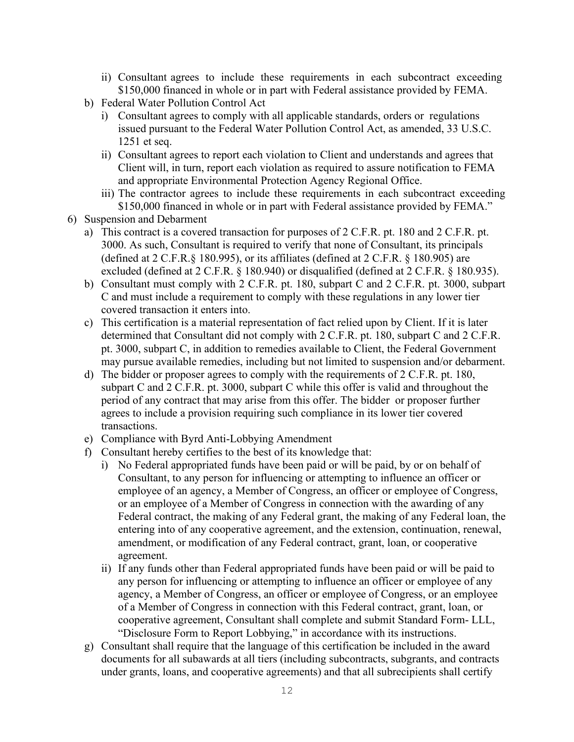- ii) Consultant agrees to include these requirements in each subcontract exceeding $150,000 financed in whole or in part with Federal assistance provided by FEMA.
- b) Federal Water Pollution Control Act
   - i) Consultant agrees to comply with all applicable standards, orders or regulations issued pursuant to the Federal Water Pollution Control Act, as amended, 33 U.S.C. 1251 et seq.
   - ii) Consultant agrees to report each violation to Client and understands and agrees that Client will, in turn, report each violation as required to assure notification to FEMA and appropriate Environmental Protection Agency Regional Office.
   - iii) The contractor agrees to include these requirements in each subcontract exceeding $150,000 financed in whole or in part with Federal assistance provided by FEMA."

6) Suspension and Debarment
   - a) This contract is a covered transaction for purposes of 2 C.F.R. pt. 180 and 2 C.F.R. pt. 3000. As such, Consultant is required to verify that none of Consultant, its principals (defined at 2 C.F.R.§ 180.995), or its affiliates (defined at 2 C.F.R. § 180.905) are excluded (defined at 2 C.F.R. § 180.940) or disqualified (defined at 2 C.F.R. § 180.935).
   - b) Consultant must comply with 2 C.F.R. pt. 180, subpart C and 2 C.F.R. pt. 3000, subpart C and must include a requirement to comply with these regulations in any lower tier covered transaction it enters into.
   - c) This certification is a material representation of fact relied upon by Client. If it is later determined that Consultant did not comply with 2 C.F.R. pt. 180, subpart C and 2 C.F.R. pt. 3000, subpart C, in addition to remedies available to Client, the Federal Government may pursue available remedies, including but not limited to suspension and/or debarment.
   - d) The bidder or proposer agrees to comply with the requirements of 2 C.F.R. pt. 180, subpart C and 2 C.F.R. pt. 3000, subpart C while this offer is valid and throughout the period of any contract that may arise from this offer. The bidder or proposer further agrees to include a provision requiring such compliance in its lower tier covered transactions.
   - e) Compliance with Byrd Anti-Lobbying Amendment
   - f) Consultant hereby certifies to the best of its knowledge that:
      - i) No Federal appropriated funds have been paid or will be paid, by or on behalf of Consultant, to any person for influencing or attempting to influence an officer or employee of an agency, a Member of Congress, an officer or employee of Congress, or an employee of a Member of Congress in connection with the awarding of any Federal contract, the making of any Federal grant, the making of any Federal loan, the entering into of any cooperative agreement, and the extension, continuation, renewal, amendment, or modification of any Federal contract, grant, loan, or cooperative agreement.
      - ii) If any funds other than Federal appropriated funds have been paid or will be paid to any person for influencing or attempting to influence an officer or employee of any agency, a Member of Congress, an officer or employee of Congress, or an employee of a Member of Congress in connection with this Federal contract, grant, loan, or cooperative agreement, Consultant shall complete and submit Standard Form- LLL, "Disclosure Form to Report Lobbying," in accordance with its instructions.
   - g) Consultant shall require that the language of this certification be included in the award documents for all subawards at all tiers (including subcontracts, subgrants, and contracts under grants, loans, and cooperative agreements) and that all subrecipients shall certify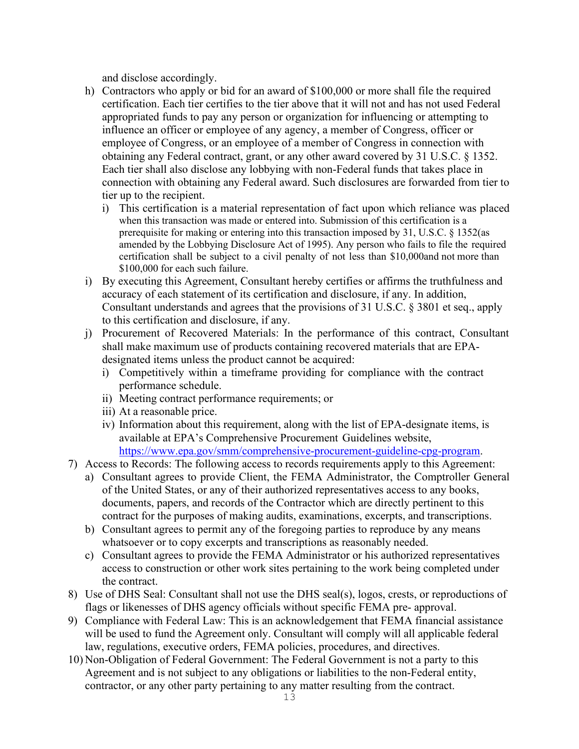and disclose accordingly.

- h) Contractors who apply or bid for an award of $100,000 or more shall file the required certification. Each tier certifies to the tier above that it will not and has not used Federal appropriated funds to pay any person or organization for influencing or attempting to influence an officer or employee of any agency, a member of Congress, officer or employee of Congress, or an employee of a member of Congress in connection with obtaining any Federal contract, grant, or any other award covered by 31 U.S.C. § 1352. Each tier shall also disclose any lobbying with non-Federal funds that takes place in connection with obtaining any Federal award. Such disclosures are forwarded from tier to tier up to the recipient.
  - i) This certification is a material representation of fact upon which reliance was placed when this transaction was made or entered into. Submission of this certification is a prerequisite for making or entering into this transaction imposed by 31, U.S.C. § 1352(as amended by the Lobbying Disclosure Act of 1995). Any person who fails to file the required certification shall be subject to a civil penalty of not less than $10,000and not more than $100,000 for each such failure.
- i) By executing this Agreement, Consultant hereby certifies or affirms the truthfulness and accuracy of each statement of its certification and disclosure, if any. In addition, Consultant understands and agrees that the provisions of 31 U.S.C. § 3801 et seq., apply to this certification and disclosure, if any.
- j) Procurement of Recovered Materials: In the performance of this contract, Consultant shall make maximum use of products containing recovered materials that are EPA-designated items unless the product cannot be acquired:
  - i) Competitively within a timeframe providing for compliance with the contract performance schedule.
  - ii) Meeting contract performance requirements; or
  - iii) At a reasonable price.
  - iv) Information about this requirement, along with the list of EPA-designate items, is available at EPA's Comprehensive Procurement Guidelines website, [https://www.epa.gov/smm/comprehensive-procurement-guideline-cpg-program](https://www.epa.gov/smm/comprehensive-procurement-guideline-cpg-program).

7) Access to Records: The following access to records requirements apply to this Agreement:
   - a) Consultant agrees to provide Client, the FEMA Administrator, the Comptroller General of the United States, or any of their authorized representatives access to any books, documents, papers, and records of the Contractor which are directly pertinent to this contract for the purposes of making audits, examinations, excerpts, and transcriptions.
   - b) Consultant agrees to permit any of the foregoing parties to reproduce by any means whatsoever or to copy excerpts and transcriptions as reasonably needed.
   - c) Consultant agrees to provide the FEMA Administrator or his authorized representatives access to construction or other work sites pertaining to the work being completed under the contract.
8) Use of DHS Seal: Consultant shall not use the DHS seal(s), logos, crests, or reproductions of flags or likenesses of DHS agency officials without specific FEMA pre- approval.
9) Compliance with Federal Law: This is an acknowledgement that FEMA financial assistance will be used to fund the Agreement only. Consultant will comply will all applicable federal law, regulations, executive orders, FEMA policies, procedures, and directives.
10) Non-Obligation of Federal Government: The Federal Government is not a party to this Agreement and is not subject to any obligations or liabilities to the non-Federal entity, contractor, or any other party pertaining to any matter resulting from the contract.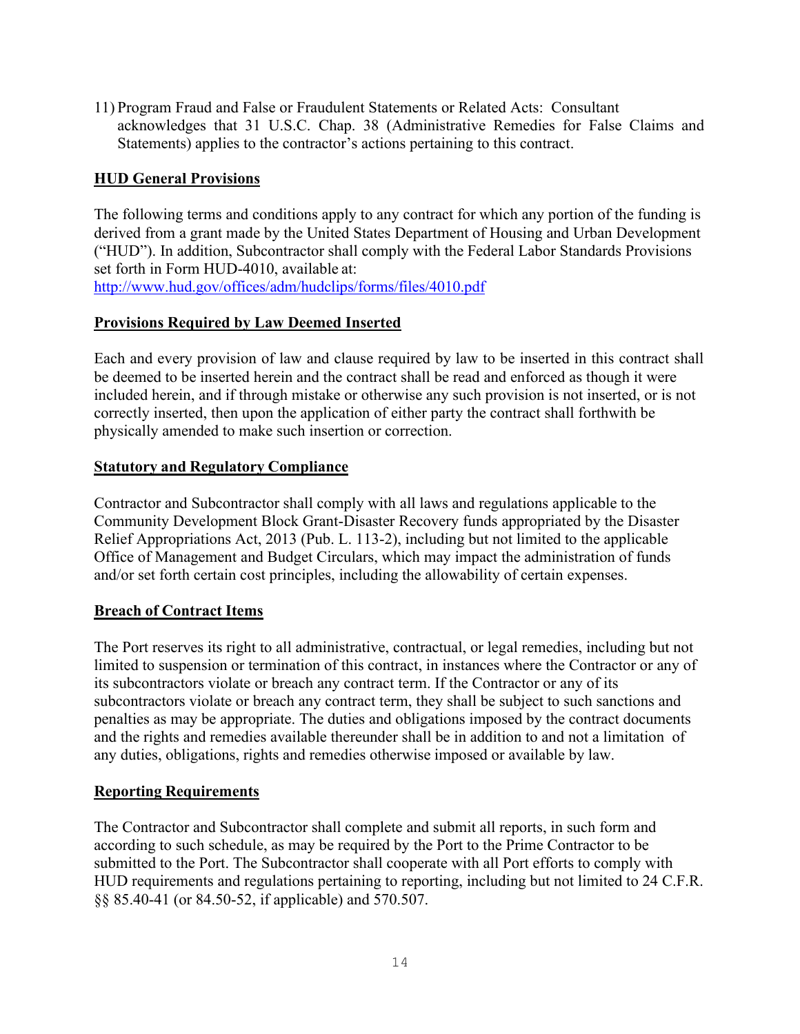11) Program Fraud and False or Fraudulent Statements or Related Acts: Consultant acknowledges that 31 U.S.C. Chap. 38 (Administrative Remedies for False Claims and Statements) applies to the contractor's actions pertaining to this contract.

**HUD General Provisions**

The following terms and conditions apply to any contract for which any portion of the funding is derived from a grant made by the United States Department of Housing and Urban Development ("HUD"). In addition, Subcontractor shall comply with the Federal Labor Standards Provisions set forth in Form HUD-4010, available at:
http://www.hud.gov/offices/adm/hudclips/forms/files/4010.pdf

**Provisions Required by Law Deemed Inserted**

Each and every provision of law and clause required by law to be inserted in this contract shall be deemed to be inserted herein and the contract shall be read and enforced as though it were included herein, and if through mistake or otherwise any such provision is not inserted, or is not correctly inserted, then upon the application of either party the contract shall forthwith be physically amended to make such insertion or correction.

**Statutory and Regulatory Compliance**

Contractor and Subcontractor shall comply with all laws and regulations applicable to the Community Development Block Grant-Disaster Recovery funds appropriated by the Disaster Relief Appropriations Act, 2013 (Pub. L. 113-2), including but not limited to the applicable Office of Management and Budget Circulars, which may impact the administration of funds and/or set forth certain cost principles, including the allowability of certain expenses.

**Breach of Contract Items**

The Port reserves its right to all administrative, contractual, or legal remedies, including but not limited to suspension or termination of this contract, in instances where the Contractor or any of its subcontractors violate or breach any contract term. If the Contractor or any of its subcontractors violate or breach any contract term, they shall be subject to such sanctions and penalties as may be appropriate. The duties and obligations imposed by the contract documents and the rights and remedies available thereunder shall be in addition to and not a limitation of any duties, obligations, rights and remedies otherwise imposed or available by law.

**Reporting Requirements**

The Contractor and Subcontractor shall complete and submit all reports, in such form and according to such schedule, as may be required by the Port to the Prime Contractor to be submitted to the Port. The Subcontractor shall cooperate with all Port efforts to comply with HUD requirements and regulations pertaining to reporting, including but not limited to 24 C.F.R. §§ 85.40-41 (or 84.50-52, if applicable) and 570.507.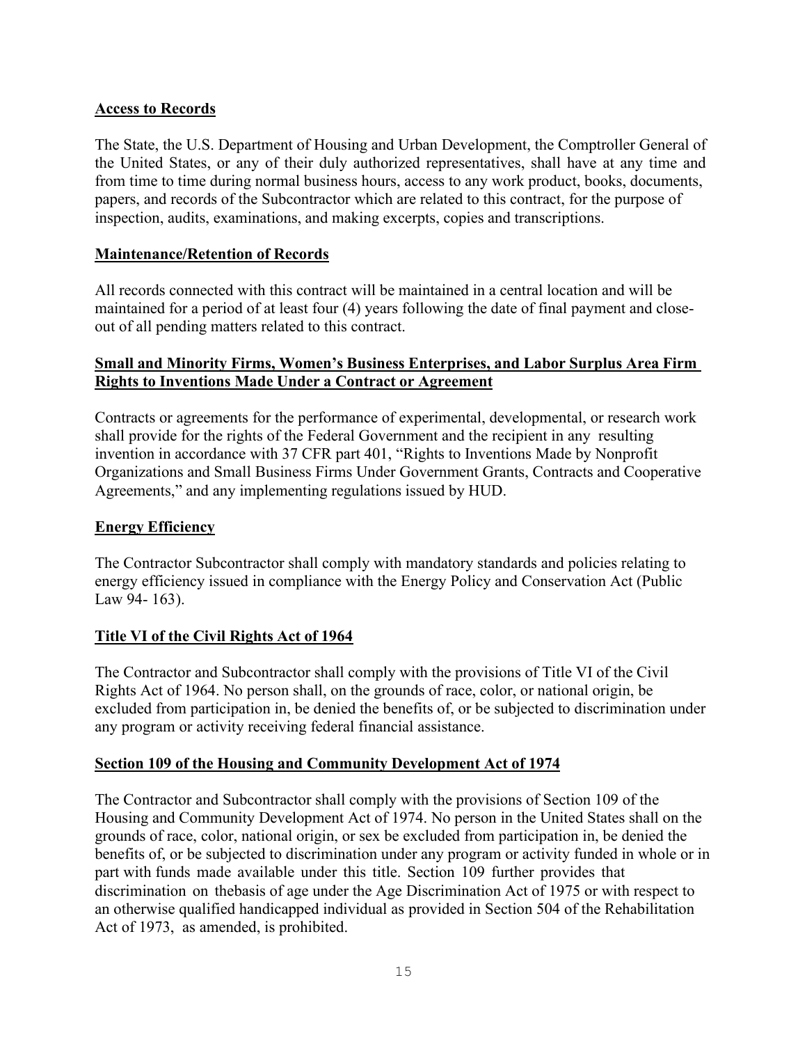**Access to Records**

The State, the U.S. Department of Housing and Urban Development, the Comptroller General of the United States, or any of their duly authorized representatives, shall have at any time and from time to time during normal business hours, access to any work product, books, documents, papers, and records of the Subcontractor which are related to this contract, for the purpose of inspection, audits, examinations, and making excerpts, copies and transcriptions.

**Maintenance/Retention of Records**

All records connected with this contract will be maintained in a central location and will be maintained for a period of at least four (4) years following the date of final payment and close-out of all pending matters related to this contract.

**Small and Minority Firms, Women's Business Enterprises, and Labor Surplus Area Firm Rights to Inventions Made Under a Contract or Agreement**

Contracts or agreements for the performance of experimental, developmental, or research work shall provide for the rights of the Federal Government and the recipient in any resulting invention in accordance with 37 CFR part 401, "Rights to Inventions Made by Nonprofit Organizations and Small Business Firms Under Government Grants, Contracts and Cooperative Agreements," and any implementing regulations issued by HUD.

**Energy Efficiency**

The Contractor Subcontractor shall comply with mandatory standards and policies relating to energy efficiency issued in compliance with the Energy Policy and Conservation Act (Public Law 94- 163).

**Title VI of the Civil Rights Act of 1964**

The Contractor and Subcontractor shall comply with the provisions of Title VI of the Civil Rights Act of 1964. No person shall, on the grounds of race, color, or national origin, be excluded from participation in, be denied the benefits of, or be subjected to discrimination under any program or activity receiving federal financial assistance.

**Section 109 of the Housing and Community Development Act of 1974**

The Contractor and Subcontractor shall comply with the provisions of Section 109 of the Housing and Community Development Act of 1974. No person in the United States shall on the grounds of race, color, national origin, or sex be excluded from participation in, be denied the benefits of, or be subjected to discrimination under any program or activity funded in whole or in part with funds made available under this title. Section 109 further provides that discrimination on thebasis of age under the Age Discrimination Act of 1975 or with respect to an otherwise qualified handicapped individual as provided in Section 504 of the Rehabilitation Act of 1973, as amended, is prohibited.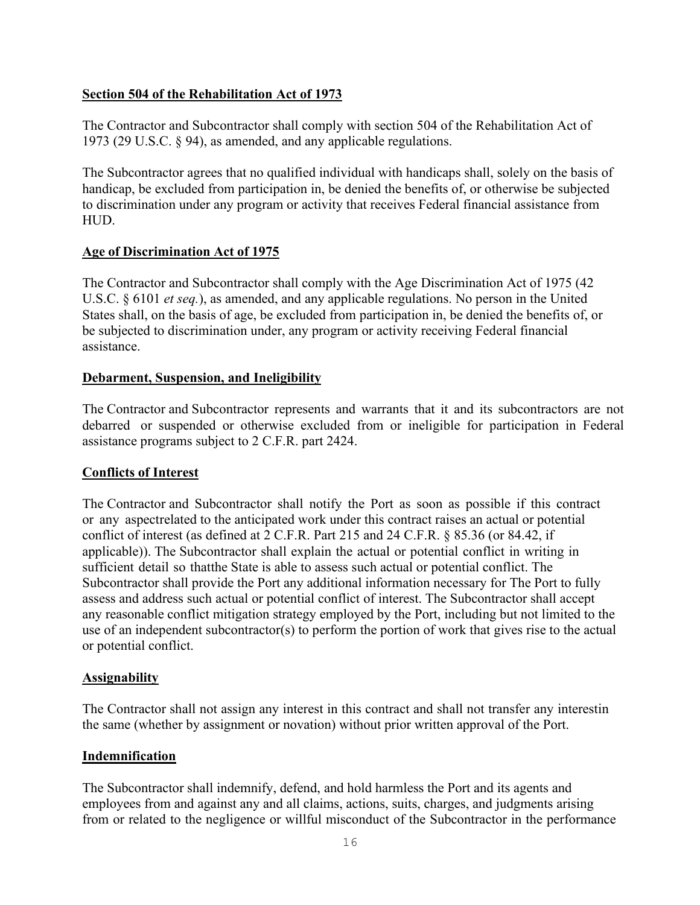**Section 504 of the Rehabilitation Act of 1973**

The Contractor and Subcontractor shall comply with section 504 of the Rehabilitation Act of 1973 (29 U.S.C. § 94), as amended, and any applicable regulations.

The Subcontractor agrees that no qualified individual with handicaps shall, solely on the basis of handicap, be excluded from participation in, be denied the benefits of, or otherwise be subjected to discrimination under any program or activity that receives Federal financial assistance from HUD.

**Age of Discrimination Act of 1975**

The Contractor and Subcontractor shall comply with the Age Discrimination Act of 1975 (42 U.S.C. § 6101 *et seq.*), as amended, and any applicable regulations. No person in the United States shall, on the basis of age, be excluded from participation in, be denied the benefits of, or be subjected to discrimination under, any program or activity receiving Federal financial assistance.

**Debarment, Suspension, and Ineligibility**

The Contractor and Subcontractor represents and warrants that it and its subcontractors are not debarred or suspended or otherwise excluded from or ineligible for participation in Federal assistance programs subject to 2 C.F.R. part 2424.

**Conflicts of Interest**

The Contractor and Subcontractor shall notify the Port as soon as possible if this contract or any aspectrelated to the anticipated work under this contract raises an actual or potential conflict of interest (as defined at 2 C.F.R. Part 215 and 24 C.F.R. § 85.36 (or 84.42, if applicable)). The Subcontractor shall explain the actual or potential conflict in writing in sufficient detail so thatthe State is able to assess such actual or potential conflict. The Subcontractor shall provide the Port any additional information necessary for The Port to fully assess and address such actual or potential conflict of interest. The Subcontractor shall accept any reasonable conflict mitigation strategy employed by the Port, including but not limited to the use of an independent subcontractor(s) to perform the portion of work that gives rise to the actual or potential conflict.

**Assignability**

The Contractor shall not assign any interest in this contract and shall not transfer any interestin the same (whether by assignment or novation) without prior written approval of the Port.

**Indemnification**

The Subcontractor shall indemnify, defend, and hold harmless the Port and its agents and employees from and against any and all claims, actions, suits, charges, and judgments arising from or related to the negligence or willful misconduct of the Subcontractor in the performance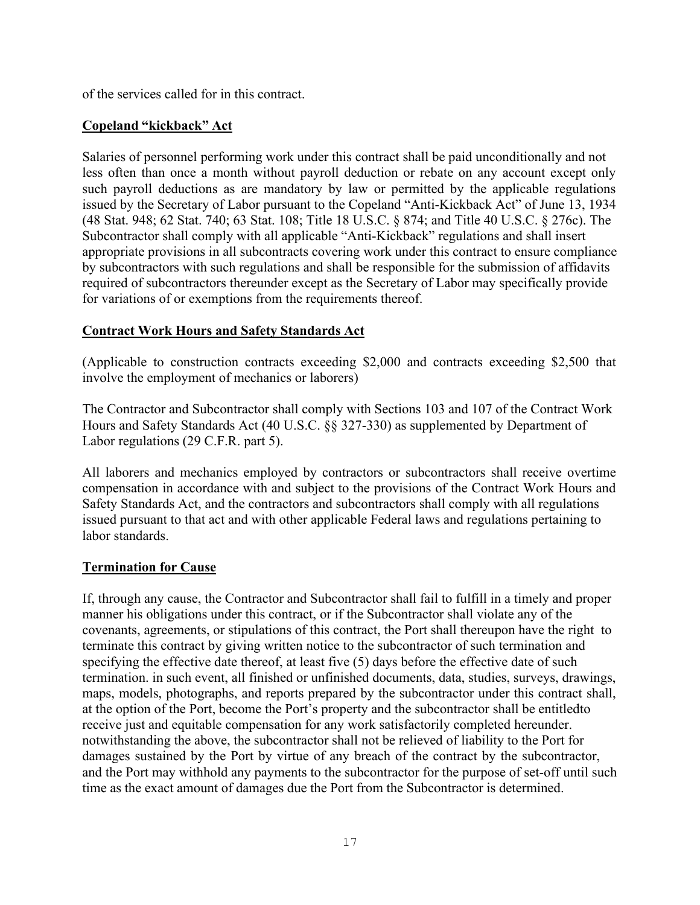of the services called for in this contract.

**Copeland "kickback" Act**

Salaries of personnel performing work under this contract shall be paid unconditionally and not less often than once a month without payroll deduction or rebate on any account except only such payroll deductions as are mandatory by law or permitted by the applicable regulations issued by the Secretary of Labor pursuant to the Copeland "Anti-Kickback Act" of June 13, 1934 (48 Stat. 948; 62 Stat. 740; 63 Stat. 108; Title 18 U.S.C. § 874; and Title 40 U.S.C. § 276c). The Subcontractor shall comply with all applicable "Anti-Kickback" regulations and shall insert appropriate provisions in all subcontracts covering work under this contract to ensure compliance by subcontractors with such regulations and shall be responsible for the submission of affidavits required of subcontractors thereunder except as the Secretary of Labor may specifically provide for variations of or exemptions from the requirements thereof.

**Contract Work Hours and Safety Standards Act**

(Applicable to construction contracts exceeding $2,000 and contracts exceeding $2,500 that involve the employment of mechanics or laborers)

The Contractor and Subcontractor shall comply with Sections 103 and 107 of the Contract Work Hours and Safety Standards Act (40 U.S.C. §§ 327-330) as supplemented by Department of Labor regulations (29 C.F.R. part 5).

All laborers and mechanics employed by contractors or subcontractors shall receive overtime compensation in accordance with and subject to the provisions of the Contract Work Hours and Safety Standards Act, and the contractors and subcontractors shall comply with all regulations issued pursuant to that act and with other applicable Federal laws and regulations pertaining to labor standards.

**Termination for Cause**

If, through any cause, the Contractor and Subcontractor shall fail to fulfill in a timely and proper manner his obligations under this contract, or if the Subcontractor shall violate any of the covenants, agreements, or stipulations of this contract, the Port shall thereupon have the right to terminate this contract by giving written notice to the subcontractor of such termination and specifying the effective date thereof, at least five (5) days before the effective date of such termination. in such event, all finished or unfinished documents, data, studies, surveys, drawings, maps, models, photographs, and reports prepared by the subcontractor under this contract shall, at the option of the Port, become the Port's property and the subcontractor shall be entitledto receive just and equitable compensation for any work satisfactorily completed hereunder. notwithstanding the above, the subcontractor shall not be relieved of liability to the Port for damages sustained by the Port by virtue of any breach of the contract by the subcontractor, and the Port may withhold any payments to the subcontractor for the purpose of set-off until such time as the exact amount of damages due the Port from the Subcontractor is determined.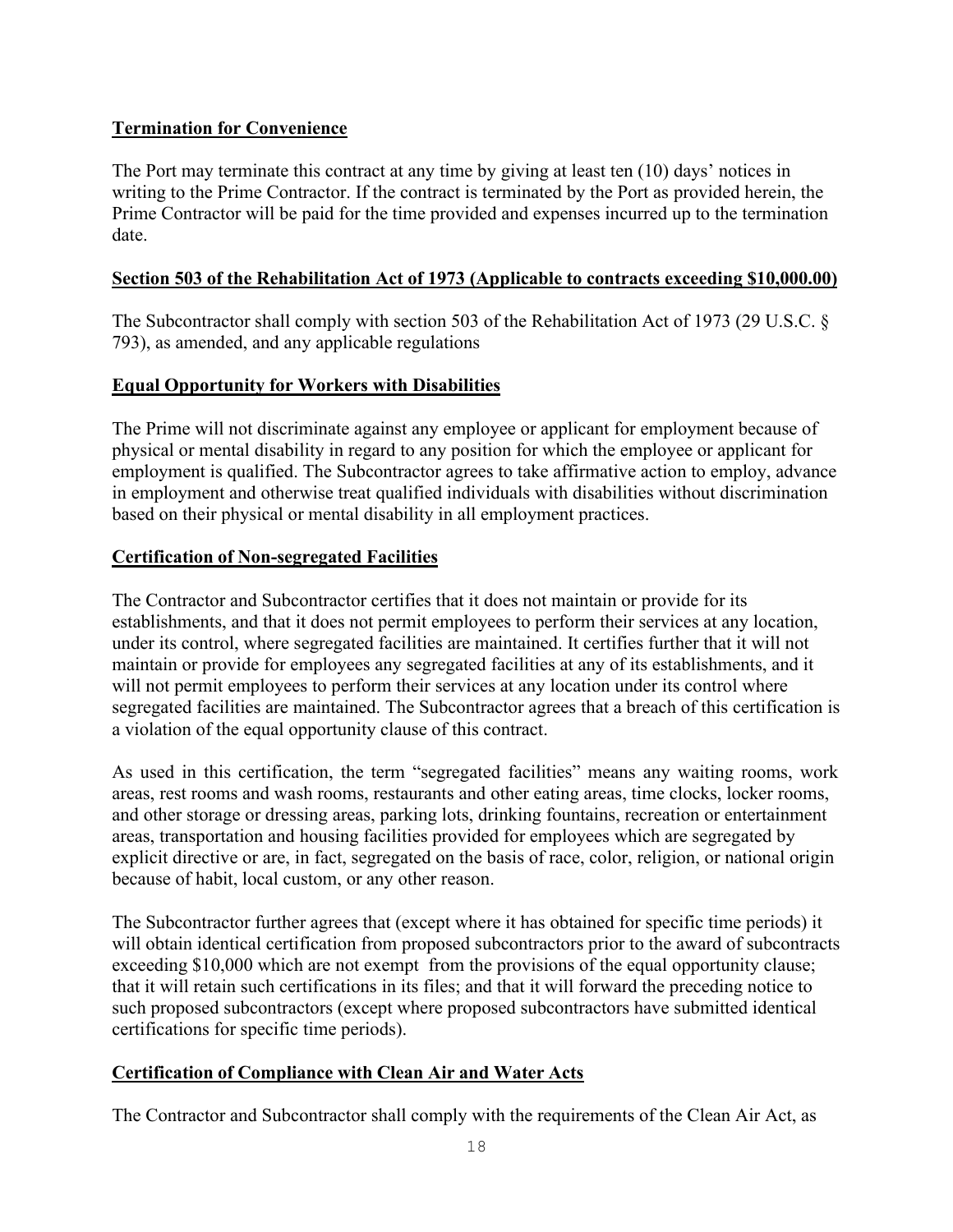**Termination for Convenience**

The Port may terminate this contract at any time by giving at least ten (10) days' notices in writing to the Prime Contractor. If the contract is terminated by the Port as provided herein, the Prime Contractor will be paid for the time provided and expenses incurred up to the termination date.

**Section 503 of the Rehabilitation Act of 1973 (Applicable to contracts exceeding $10,000.00)**

The Subcontractor shall comply with section 503 of the Rehabilitation Act of 1973 (29 U.S.C. § 793), as amended, and any applicable regulations

**Equal Opportunity for Workers with Disabilities**

The Prime will not discriminate against any employee or applicant for employment because of physical or mental disability in regard to any position for which the employee or applicant for employment is qualified. The Subcontractor agrees to take affirmative action to employ, advance in employment and otherwise treat qualified individuals with disabilities without discrimination based on their physical or mental disability in all employment practices.

**Certification of Non-segregated Facilities**

The Contractor and Subcontractor certifies that it does not maintain or provide for its establishments, and that it does not permit employees to perform their services at any location, under its control, where segregated facilities are maintained. It certifies further that it will not maintain or provide for employees any segregated facilities at any of its establishments, and it will not permit employees to perform their services at any location under its control where segregated facilities are maintained. The Subcontractor agrees that a breach of this certification is a violation of the equal opportunity clause of this contract.

As used in this certification, the term "segregated facilities" means any waiting rooms, work areas, rest rooms and wash rooms, restaurants and other eating areas, time clocks, locker rooms, and other storage or dressing areas, parking lots, drinking fountains, recreation or entertainment areas, transportation and housing facilities provided for employees which are segregated by explicit directive or are, in fact, segregated on the basis of race, color, religion, or national origin because of habit, local custom, or any other reason.

The Subcontractor further agrees that (except where it has obtained for specific time periods) it will obtain identical certification from proposed subcontractors prior to the award of subcontracts exceeding $10,000 which are not exempt from the provisions of the equal opportunity clause; that it will retain such certifications in its files; and that it will forward the preceding notice to such proposed subcontractors (except where proposed subcontractors have submitted identical certifications for specific time periods).

**Certification of Compliance with Clean Air and Water Acts**

The Contractor and Subcontractor shall comply with the requirements of the Clean Air Act, as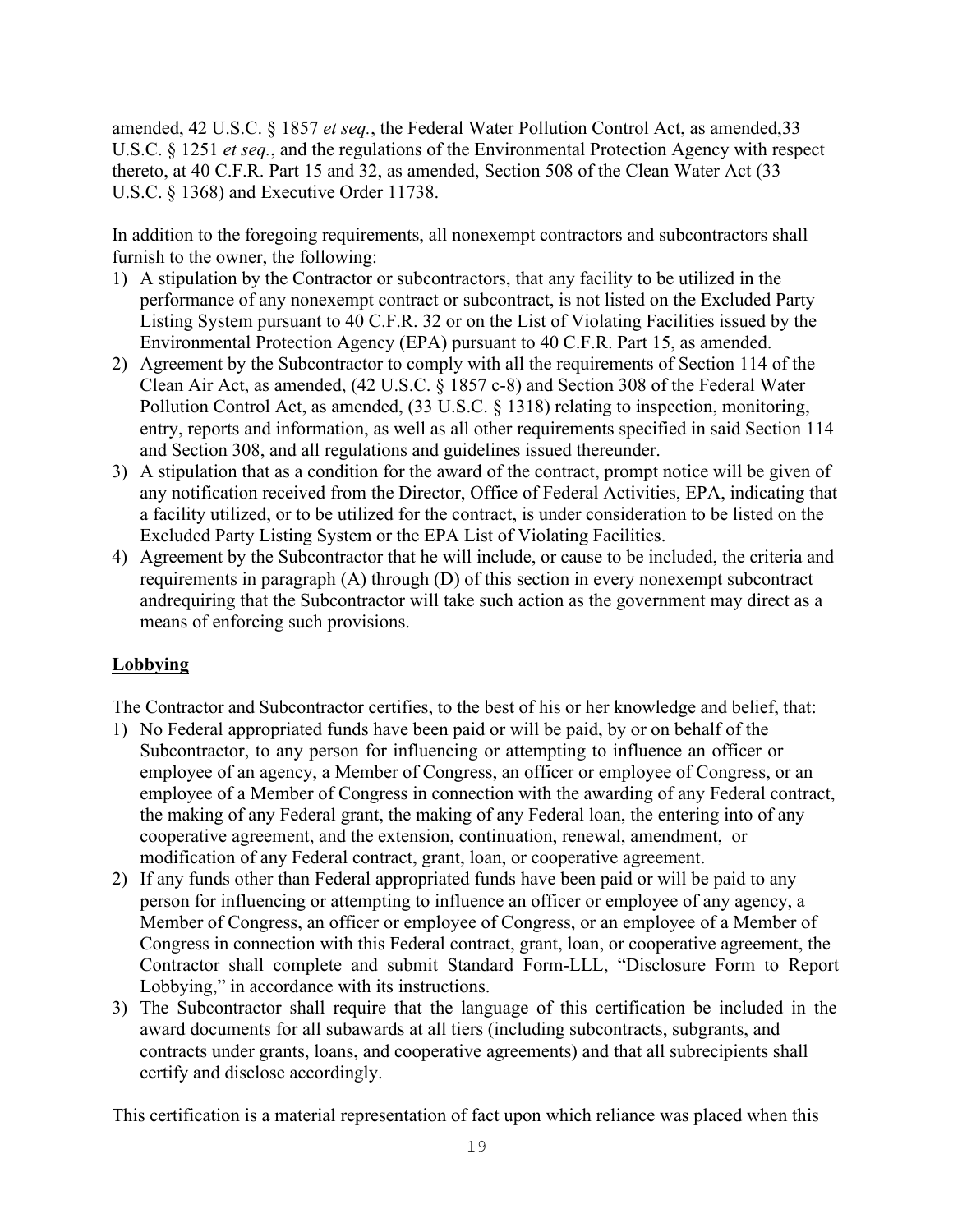amended, 42 U.S.C. § 1857 *et seq.*, the Federal Water Pollution Control Act, as amended,33 U.S.C. § 1251 *et seq.*, and the regulations of the Environmental Protection Agency with respect thereto, at 40 C.F.R. Part 15 and 32, as amended, Section 508 of the Clean Water Act (33 U.S.C. § 1368) and Executive Order 11738.

In addition to the foregoing requirements, all nonexempt contractors and subcontractors shall furnish to the owner, the following:

1) A stipulation by the Contractor or subcontractors, that any facility to be utilized in the performance of any nonexempt contract or subcontract, is not listed on the Excluded Party Listing System pursuant to 40 C.F.R. 32 or on the List of Violating Facilities issued by the Environmental Protection Agency (EPA) pursuant to 40 C.F.R. Part 15, as amended.
2) Agreement by the Subcontractor to comply with all the requirements of Section 114 of the Clean Air Act, as amended, (42 U.S.C. § 1857 c-8) and Section 308 of the Federal Water Pollution Control Act, as amended, (33 U.S.C. § 1318) relating to inspection, monitoring, entry, reports and information, as well as all other requirements specified in said Section 114 and Section 308, and all regulations and guidelines issued thereunder.
3) A stipulation that as a condition for the award of the contract, prompt notice will be given of any notification received from the Director, Office of Federal Activities, EPA, indicating that a facility utilized, or to be utilized for the contract, is under consideration to be listed on the Excluded Party Listing System or the EPA List of Violating Facilities.
4) Agreement by the Subcontractor that he will include, or cause to be included, the criteria and requirements in paragraph (A) through (D) of this section in every nonexempt subcontract andrequiring that the Subcontractor will take such action as the government may direct as a means of enforcing such provisions.

**Lobbying**

The Contractor and Subcontractor certifies, to the best of his or her knowledge and belief, that:

1) No Federal appropriated funds have been paid or will be paid, by or on behalf of the Subcontractor, to any person for influencing or attempting to influence an officer or employee of an agency, a Member of Congress, an officer or employee of Congress, or an employee of a Member of Congress in connection with the awarding of any Federal contract, the making of any Federal grant, the making of any Federal loan, the entering into of any cooperative agreement, and the extension, continuation, renewal, amendment, or modification of any Federal contract, grant, loan, or cooperative agreement.
2) If any funds other than Federal appropriated funds have been paid or will be paid to any person for influencing or attempting to influence an officer or employee of any agency, a Member of Congress, an officer or employee of Congress, or an employee of a Member of Congress in connection with this Federal contract, grant, loan, or cooperative agreement, the Contractor shall complete and submit Standard Form-LLL, "Disclosure Form to Report Lobbying," in accordance with its instructions.
3) The Subcontractor shall require that the language of this certification be included in the award documents for all subawards at all tiers (including subcontracts, subgrants, and contracts under grants, loans, and cooperative agreements) and that all subrecipients shall certify and disclose accordingly.

This certification is a material representation of fact upon which reliance was placed when this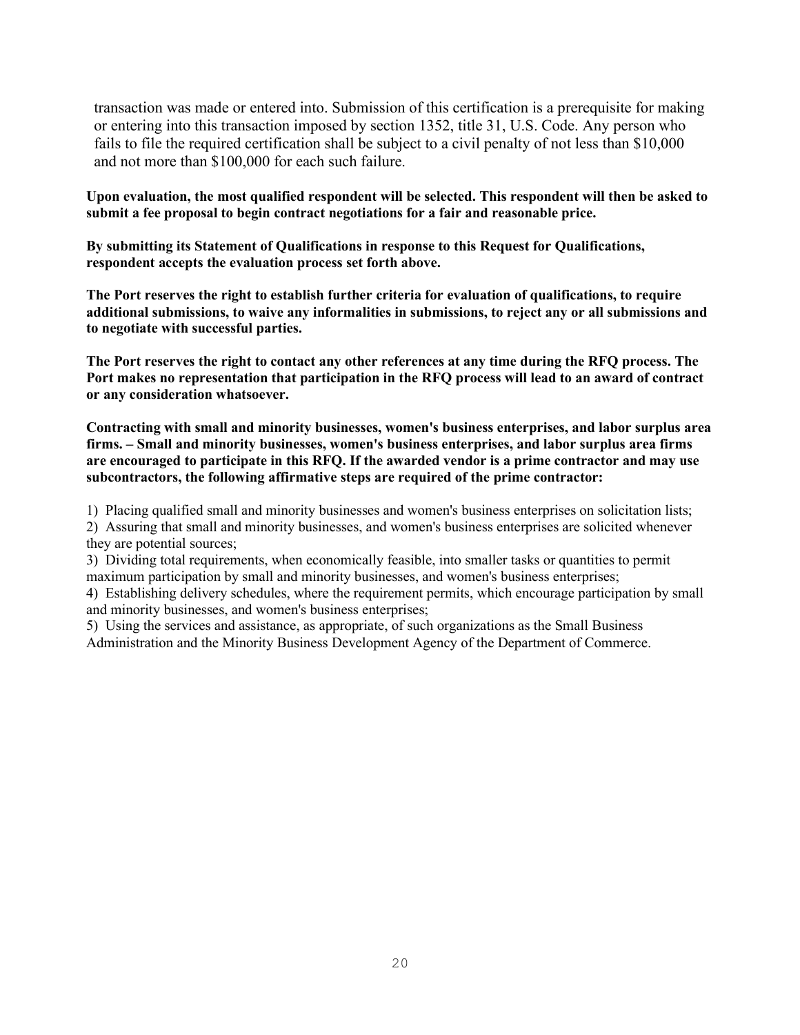transaction was made or entered into. Submission of this certification is a prerequisite for making or entering into this transaction imposed by section 1352, title 31, U.S. Code. Any person who fails to file the required certification shall be subject to a civil penalty of not less than $10,000 and not more than $100,000 for each such failure.

**Upon evaluation, the most qualified respondent will be selected. This respondent will then be asked to submit a fee proposal to begin contract negotiations for a fair and reasonable price.**

**By submitting its Statement of Qualifications in response to this Request for Qualifications, respondent accepts the evaluation process set forth above.**

**The Port reserves the right to establish further criteria for evaluation of qualifications, to require additional submissions, to waive any informalities in submissions, to reject any or all submissions and to negotiate with successful parties.**

**The Port reserves the right to contact any other references at any time during the RFQ process. The Port makes no representation that participation in the RFQ process will lead to an award of contract or any consideration whatsoever.**

**Contracting with small and minority businesses, women's business enterprises, and labor surplus area firms. – Small and minority businesses, women's business enterprises, and labor surplus area firms are encouraged to participate in this RFQ. If the awarded vendor is a prime contractor and may use subcontractors, the following affirmative steps are required of the prime contractor:**

1) Placing qualified small and minority businesses and women's business enterprises on solicitation lists;
2) Assuring that small and minority businesses, and women's business enterprises are solicited whenever they are potential sources;
3) Dividing total requirements, when economically feasible, into smaller tasks or quantities to permit maximum participation by small and minority businesses, and women's business enterprises;
4) Establishing delivery schedules, where the requirement permits, which encourage participation by small and minority businesses, and women's business enterprises;
5) Using the services and assistance, as appropriate, of such organizations as the Small Business Administration and the Minority Business Development Agency of the Department of Commerce.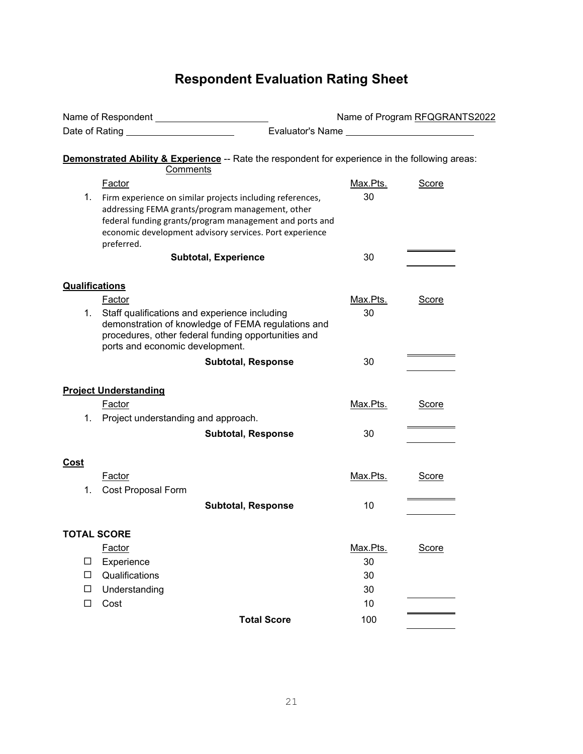# Respondent Evaluation Rating Sheet

Name of Respondent ____________________ Name of Program RFQGRANTS2022

Date of Rating ____________________ Evaluator's Name ____________________

**Demonstrated Ability & Experience** -- Rate the respondent for experience in the following areas:

Comments

| | Factor | Max.Pts. | Score |
|---|---|---|---|
| 1. | Firm experience on similar projects including references, addressing FEMA grants/program management, other federal funding grants/program management and ports and economic development advisory services. Port experience preferred. | 30 | |
| | **Subtotal, Experience** | 30 | |

**Qualifications**

| | Factor | Max.Pts. | Score |
|---|---|---|---|
| 1. | Staff qualifications and experience including demonstration of knowledge of FEMA regulations and procedures, other federal funding opportunities and ports and economic development. | 30 | |
| | **Subtotal, Response** | 30 | |

**Project Understanding**

| | Factor | Max.Pts. | Score |
|---|---|---|---|
| 1. | Project understanding and approach. | | |
| | **Subtotal, Response** | 30 | |

**Cost**

| | Factor | Max.Pts. | Score |
|---|---|---|---|
| 1. | Cost Proposal Form | | |
| | **Subtotal, Response** | 10 | |

**TOTAL SCORE**

| | Factor | Max.Pts. | Score |
|---|---|---|---|
| ☐ | Experience | 30 | |
| ☐ | Qualifications | 30 | |
| ☐ | Understanding | 30 | |
| ☐ | Cost | 10 | |
| | **Total Score** | 100 | |